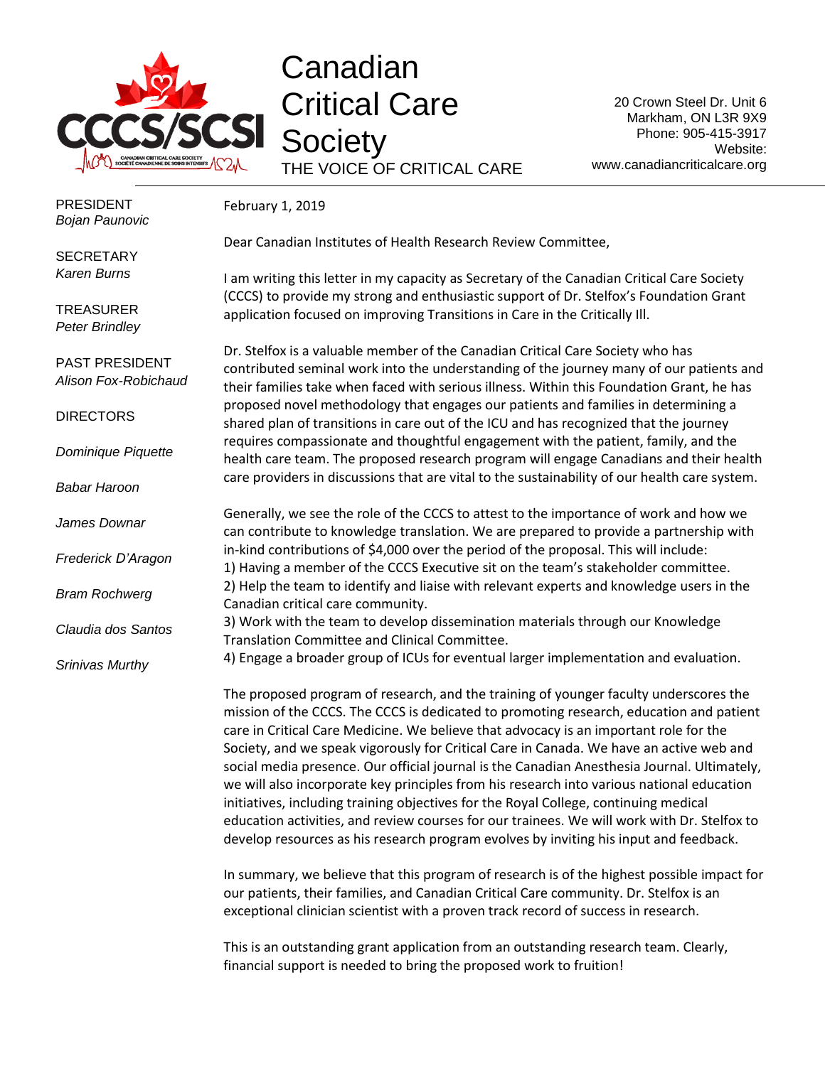# Canadian Critical Care Society

THE VOICE OF CRITICAL CARE

20 Crown Steel Dr. Unit 6
Markham, ON L3R 9X9
Phone: 905-415-3917
Website:
www.canadiancriticalcare.org

PRESIDENT
*Bojan Paunovic*

SECRETARY
*Karen Burns*

TREASURER
*Peter Brindley*

PAST PRESIDENT
*Alison Fox-Robichaud*

DIRECTORS

*Dominique Piquette*

*Babar Haroon*

*James Downar*

*Frederick D'Aragon*

*Bram Rochwerg*

*Claudia dos Santos*

*Srinivas Murthy*

February 1, 2019

Dear Canadian Institutes of Health Research Review Committee,

I am writing this letter in my capacity as Secretary of the Canadian Critical Care Society (CCCS) to provide my strong and enthusiastic support of Dr. Stelfox's Foundation Grant application focused on improving Transitions in Care in the Critically Ill.

Dr. Stelfox is a valuable member of the Canadian Critical Care Society who has contributed seminal work into the understanding of the journey many of our patients and their families take when faced with serious illness. Within this Foundation Grant, he has proposed novel methodology that engages our patients and families in determining a shared plan of transitions in care out of the ICU and has recognized that the journey requires compassionate and thoughtful engagement with the patient, family, and the health care team. The proposed research program will engage Canadians and their health care providers in discussions that are vital to the sustainability of our health care system.

Generally, we see the role of the CCCS to attest to the importance of work and how we can contribute to knowledge translation. We are prepared to provide a partnership with in-kind contributions of $4,000 over the period of the proposal. This will include:
1) Having a member of the CCCS Executive sit on the team's stakeholder committee.
2) Help the team to identify and liaise with relevant experts and knowledge users in the Canadian critical care community.
3) Work with the team to develop dissemination materials through our Knowledge Translation Committee and Clinical Committee.
4) Engage a broader group of ICUs for eventual larger implementation and evaluation.

The proposed program of research, and the training of younger faculty underscores the mission of the CCCS. The CCCS is dedicated to promoting research, education and patient care in Critical Care Medicine. We believe that advocacy is an important role for the Society, and we speak vigorously for Critical Care in Canada. We have an active web and social media presence. Our official journal is the Canadian Anesthesia Journal. Ultimately, we will also incorporate key principles from his research into various national education initiatives, including training objectives for the Royal College, continuing medical education activities, and review courses for our trainees. We will work with Dr. Stelfox to develop resources as his research program evolves by inviting his input and feedback.

In summary, we believe that this program of research is of the highest possible impact for our patients, their families, and Canadian Critical Care community. Dr. Stelfox is an exceptional clinician scientist with a proven track record of success in research.

This is an outstanding grant application from an outstanding research team. Clearly, financial support is needed to bring the proposed work to fruition!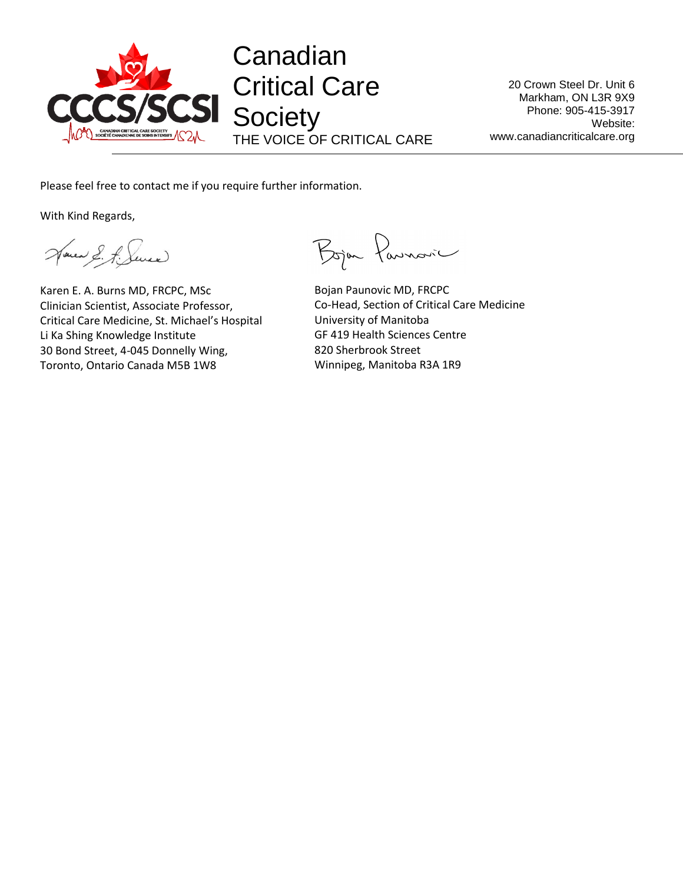Please feel free to contact me if you require further information.

With Kind Regards,

Karen E. A. Burns MD, FRCPC, MSc
Clinician Scientist, Associate Professor,
Critical Care Medicine, St. Michael's Hospital
Li Ka Shing Knowledge Institute
30 Bond Street, 4-045 Donnelly Wing,
Toronto, Ontario Canada M5B 1W8

Bojan Paunovic MD, FRCPC
Co-Head, Section of Critical Care Medicine
University of Manitoba
GF 419 Health Sciences Centre
820 Sherbrook Street
Winnipeg, Manitoba R3A 1R9